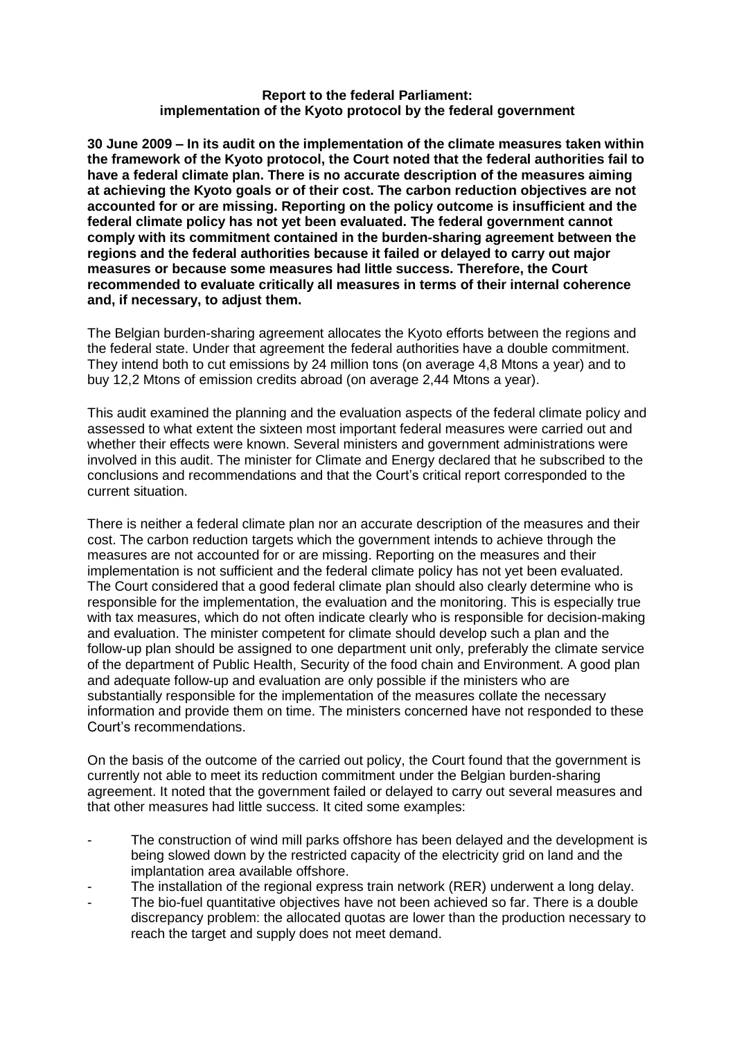**Report to the federal Parliament:**
**implementation of the Kyoto protocol by the federal government**

**30 June 2009 – In its audit on the implementation of the climate measures taken within the framework of the Kyoto protocol, the Court noted that the federal authorities fail to have a federal climate plan. There is no accurate description of the measures aiming at achieving the Kyoto goals or of their cost. The carbon reduction objectives are not accounted for or are missing. Reporting on the policy outcome is insufficient and the federal climate policy has not yet been evaluated. The federal government cannot comply with its commitment contained in the burden-sharing agreement between the regions and the federal authorities because it failed or delayed to carry out major measures or because some measures had little success. Therefore, the Court recommended to evaluate critically all measures in terms of their internal coherence and, if necessary, to adjust them.**

The Belgian burden-sharing agreement allocates the Kyoto efforts between the regions and the federal state. Under that agreement the federal authorities have a double commitment. They intend both to cut emissions by 24 million tons (on average 4,8 Mtons a year) and to buy 12,2 Mtons of emission credits abroad (on average 2,44 Mtons a year).

This audit examined the planning and the evaluation aspects of the federal climate policy and assessed to what extent the sixteen most important federal measures were carried out and whether their effects were known. Several ministers and government administrations were involved in this audit. The minister for Climate and Energy declared that he subscribed to the conclusions and recommendations and that the Court's critical report corresponded to the current situation.

There is neither a federal climate plan nor an accurate description of the measures and their cost. The carbon reduction targets which the government intends to achieve through the measures are not accounted for or are missing. Reporting on the measures and their implementation is not sufficient and the federal climate policy has not yet been evaluated. The Court considered that a good federal climate plan should also clearly determine who is responsible for the implementation, the evaluation and the monitoring. This is especially true with tax measures, which do not often indicate clearly who is responsible for decision-making and evaluation. The minister competent for climate should develop such a plan and the follow-up plan should be assigned to one department unit only, preferably the climate service of the department of Public Health, Security of the food chain and Environment. A good plan and adequate follow-up and evaluation are only possible if the ministers who are substantially responsible for the implementation of the measures collate the necessary information and provide them on time. The ministers concerned have not responded to these Court's recommendations.

On the basis of the outcome of the carried out policy, the Court found that the government is currently not able to meet its reduction commitment under the Belgian burden-sharing agreement. It noted that the government failed or delayed to carry out several measures and that other measures had little success. It cited some examples:

- The construction of wind mill parks offshore has been delayed and the development is being slowed down by the restricted capacity of the electricity grid on land and the implantation area available offshore.
- The installation of the regional express train network (RER) underwent a long delay.
- The bio-fuel quantitative objectives have not been achieved so far. There is a double discrepancy problem: the allocated quotas are lower than the production necessary to reach the target and supply does not meet demand.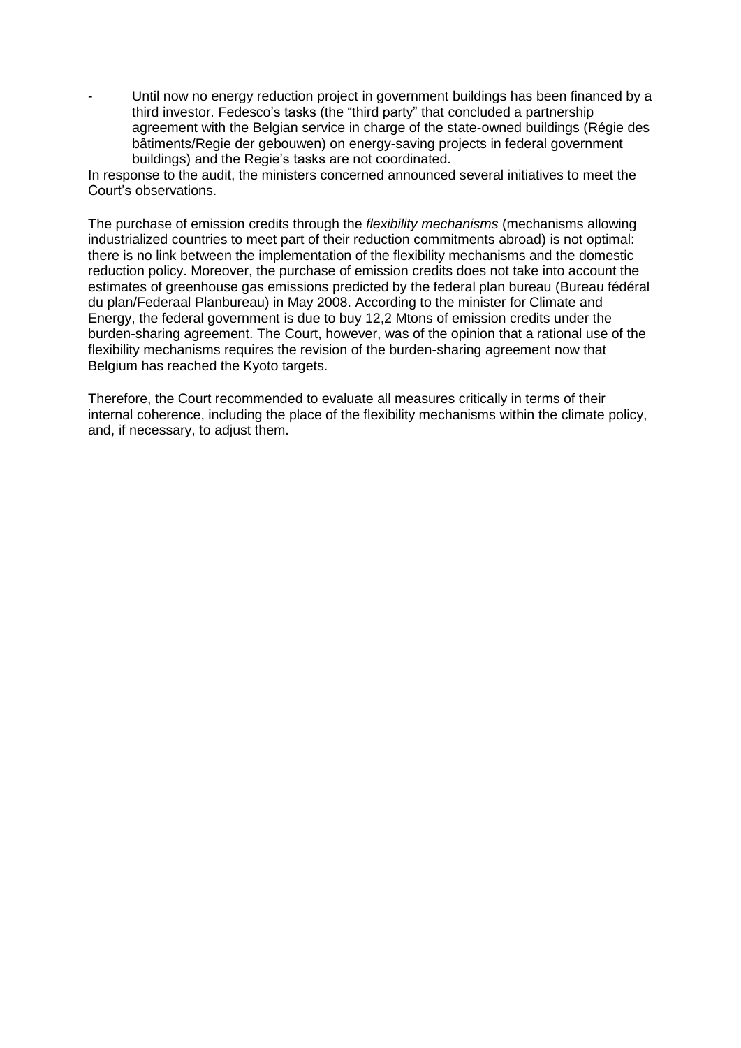- Until now no energy reduction project in government buildings has been financed by a third investor. Fedesco's tasks (the "third party" that concluded a partnership agreement with the Belgian service in charge of the state-owned buildings (Régie des bâtiments/Regie der gebouwen) on energy-saving projects in federal government buildings) and the Regie's tasks are not coordinated.

In response to the audit, the ministers concerned announced several initiatives to meet the Court's observations.

The purchase of emission credits through the *flexibility mechanisms* (mechanisms allowing industrialized countries to meet part of their reduction commitments abroad) is not optimal: there is no link between the implementation of the flexibility mechanisms and the domestic reduction policy. Moreover, the purchase of emission credits does not take into account the estimates of greenhouse gas emissions predicted by the federal plan bureau (Bureau fédéral du plan/Federaal Planbureau) in May 2008. According to the minister for Climate and Energy, the federal government is due to buy 12,2 Mtons of emission credits under the burden-sharing agreement. The Court, however, was of the opinion that a rational use of the flexibility mechanisms requires the revision of the burden-sharing agreement now that Belgium has reached the Kyoto targets.

Therefore, the Court recommended to evaluate all measures critically in terms of their internal coherence, including the place of the flexibility mechanisms within the climate policy, and, if necessary, to adjust them.